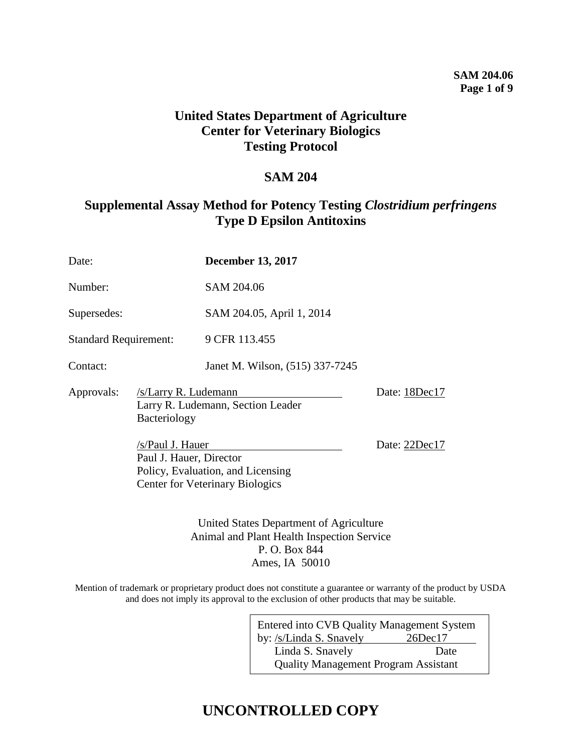# United States Department of Agriculture
# Center for Veterinary Biologics
# Testing Protocol

## SAM 204

## Supplemental Assay Method for Potency Testing *Clostridium perfringens* Type D Epsilon Antitoxins

| | |
|---|---|
| Date: | **December 13, 2017** |
| Number: | SAM 204.06 |
| Supersedes: | SAM 204.05, April 1, 2014 |
| Standard Requirement: | 9 CFR 113.455 |
| Contact: | Janet M. Wilson, (515) 337-7245 |

Approvals: /s/Larry R. Ludemann Date: 18Dec17
Larry R. Ludemann, Section Leader
Bacteriology

/s/Paul J. Hauer Date: 22Dec17
Paul J. Hauer, Director
Policy, Evaluation, and Licensing
Center for Veterinary Biologics

United States Department of Agriculture
Animal and Plant Health Inspection Service
P. O. Box 844
Ames, IA 50010

Mention of trademark or proprietary product does not constitute a guarantee or warranty of the product by USDA and does not imply its approval to the exclusion of other products that may be suitable.

Entered into CVB Quality Management System
by: /s/Linda S. Snavely 26Dec17
Linda S. Snavely Date
Quality Management Program Assistant

**UNCONTROLLED COPY**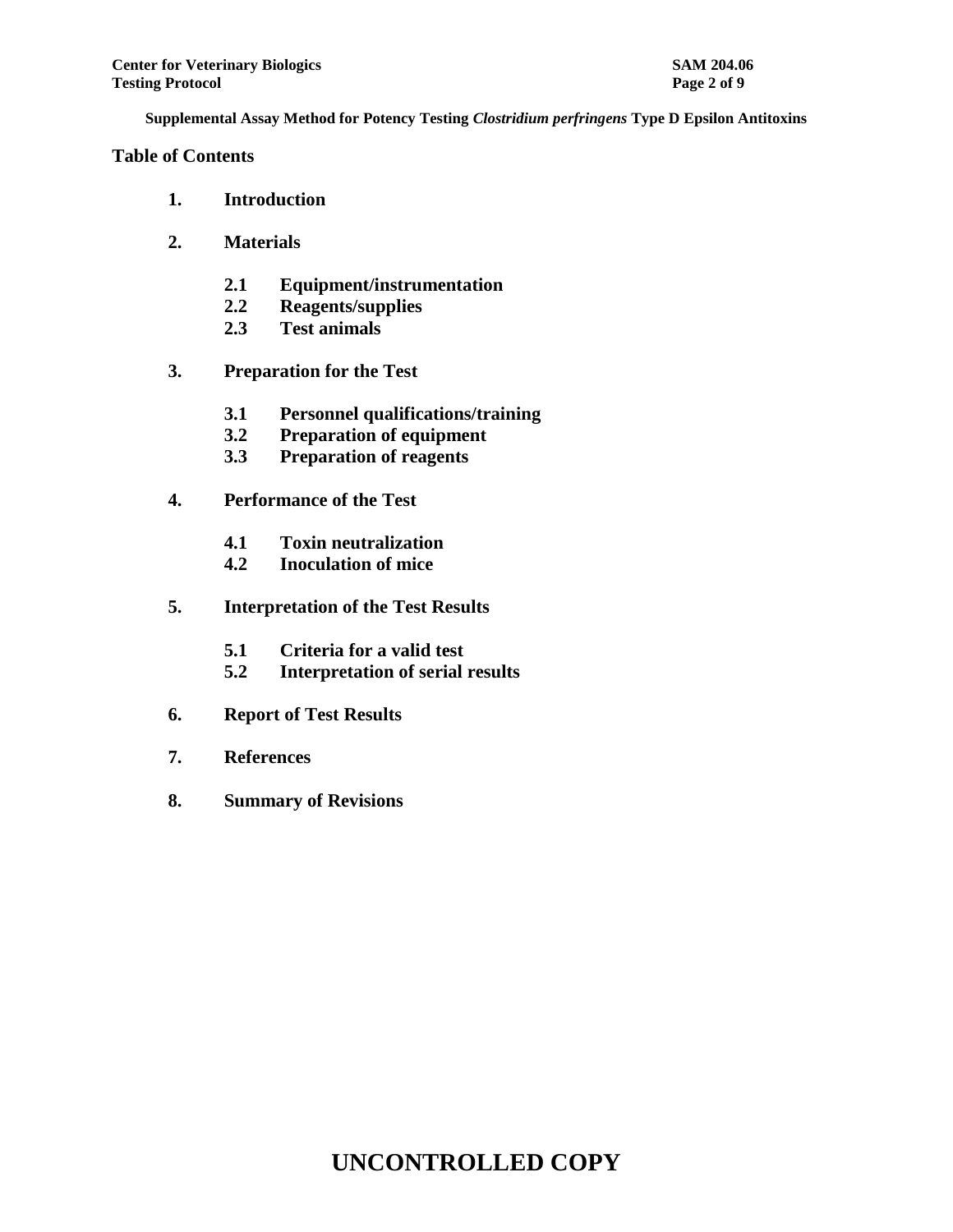**Supplemental Assay Method for Potency Testing *Clostridium perfringens* Type D Epsilon Antitoxins**

## Table of Contents

1. **Introduction**
2. **Materials**
   - **2.1 Equipment/instrumentation**
   - **2.2 Reagents/supplies**
   - **2.3 Test animals**
3. **Preparation for the Test**
   - **3.1 Personnel qualifications/training**
   - **3.2 Preparation of equipment**
   - **3.3 Preparation of reagents**
4. **Performance of the Test**
   - **4.1 Toxin neutralization**
   - **4.2 Inoculation of mice**
5. **Interpretation of the Test Results**
   - **5.1 Criteria for a valid test**
   - **5.2 Interpretation of serial results**
6. **Report of Test Results**
7. **References**
8. **Summary of Revisions**

**UNCONTROLLED COPY**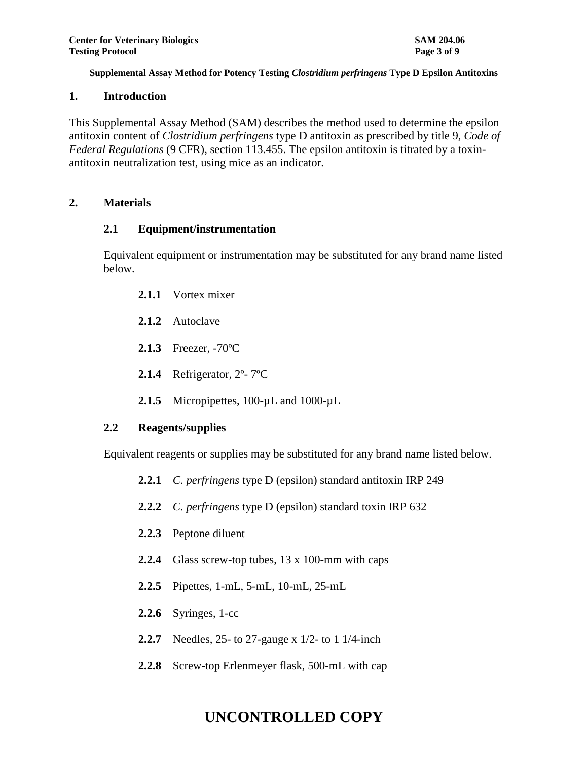**Supplemental Assay Method for Potency Testing *Clostridium perfringens* Type D Epsilon Antitoxins**

## 1. Introduction

This Supplemental Assay Method (SAM) describes the method used to determine the epsilon antitoxin content of *Clostridium perfringens* type D antitoxin as prescribed by title 9, *Code of Federal Regulations* (9 CFR), section 113.455. The epsilon antitoxin is titrated by a toxin-antitoxin neutralization test, using mice as an indicator.

## 2. Materials

### 2.1 Equipment/instrumentation

Equivalent equipment or instrumentation may be substituted for any brand name listed below.

**2.1.1** Vortex mixer

**2.1.2** Autoclave

**2.1.3** Freezer, -70ºC

**2.1.4** Refrigerator, 2º- 7ºC

**2.1.5** Micropipettes, 100-µL and 1000-µL

### 2.2 Reagents/supplies

Equivalent reagents or supplies may be substituted for any brand name listed below.

**2.2.1** *C. perfringens* type D (epsilon) standard antitoxin IRP 249

**2.2.2** *C. perfringens* type D (epsilon) standard toxin IRP 632

**2.2.3** Peptone diluent

**2.2.4** Glass screw-top tubes, 13 x 100-mm with caps

**2.2.5** Pipettes, 1-mL, 5-mL, 10-mL, 25-mL

**2.2.6** Syringes, 1-cc

**2.2.7** Needles, 25- to 27-gauge x 1/2- to 1 1/4-inch

**2.2.8** Screw-top Erlenmeyer flask, 500-mL with cap

**UNCONTROLLED COPY**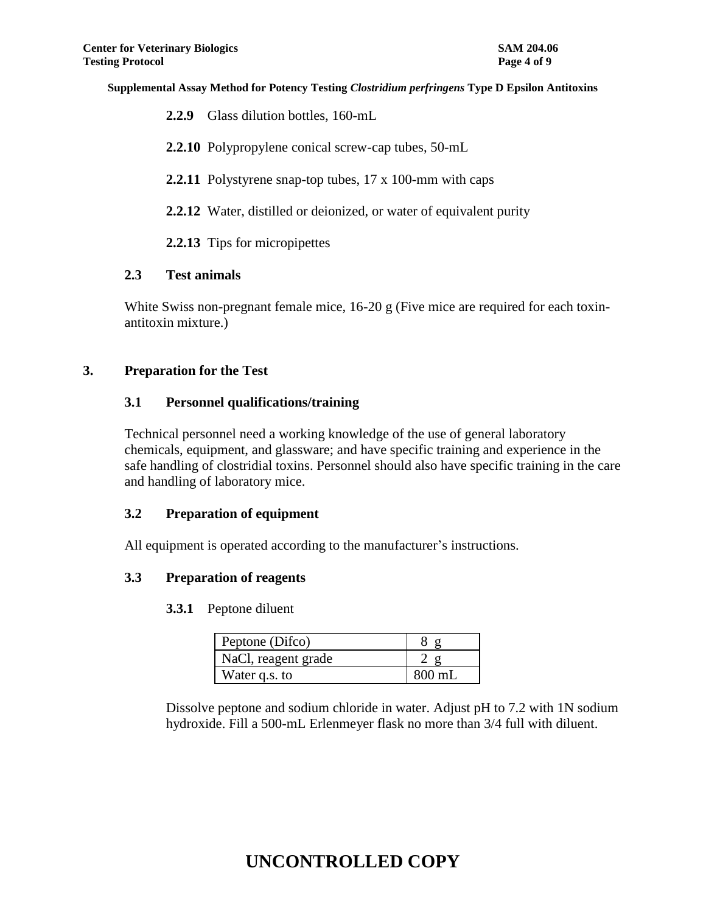**2.2.9** Glass dilution bottles, 160-mL

**2.2.10** Polypropylene conical screw-cap tubes, 50-mL

**2.2.11** Polystyrene snap-top tubes, 17 x 100-mm with caps

**2.2.12** Water, distilled or deionized, or water of equivalent purity

**2.2.13** Tips for micropipettes

### 2.3 Test animals

White Swiss non-pregnant female mice, 16-20 g (Five mice are required for each toxin-antitoxin mixture.)

## 3. Preparation for the Test

### 3.1 Personnel qualifications/training

Technical personnel need a working knowledge of the use of general laboratory chemicals, equipment, and glassware; and have specific training and experience in the safe handling of clostridial toxins. Personnel should also have specific training in the care and handling of laboratory mice.

### 3.2 Preparation of equipment

All equipment is operated according to the manufacturer's instructions.

### 3.3 Preparation of reagents

**3.3.1** Peptone diluent

| | |
|---|---|
| Peptone (Difco) | 8 g |
| NaCl, reagent grade | 2 g |
| Water q.s. to | 800 mL |

Dissolve peptone and sodium chloride in water. Adjust pH to 7.2 with 1N sodium hydroxide. Fill a 500-mL Erlenmeyer flask no more than 3/4 full with diluent.

**UNCONTROLLED COPY**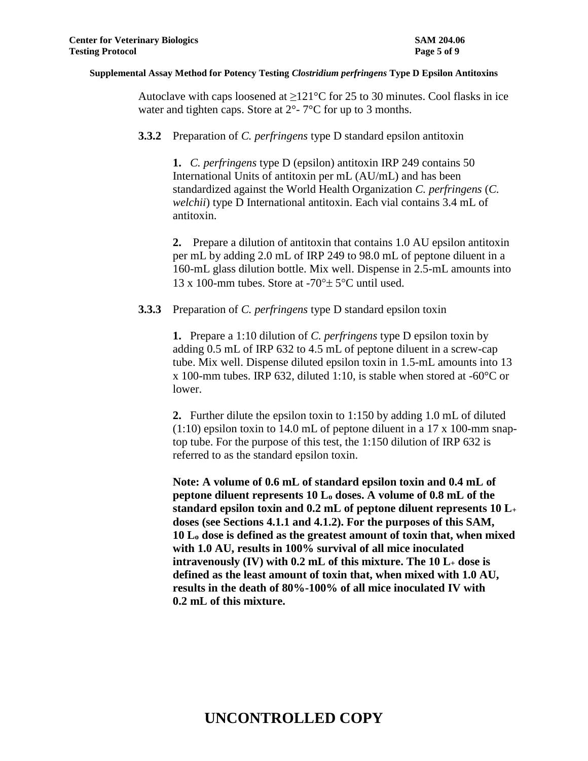Autoclave with caps loosened at ≥121°C for 25 to 30 minutes. Cool flasks in ice water and tighten caps. Store at 2°- 7°C for up to 3 months.

**3.3.2** Preparation of *C. perfringens* type D standard epsilon antitoxin

**1.** *C. perfringens* type D (epsilon) antitoxin IRP 249 contains 50 International Units of antitoxin per mL (AU/mL) and has been standardized against the World Health Organization *C. perfringens* (*C. welchii*) type D International antitoxin. Each vial contains 3.4 mL of antitoxin.

**2.** Prepare a dilution of antitoxin that contains 1.0 AU epsilon antitoxin per mL by adding 2.0 mL of IRP 249 to 98.0 mL of peptone diluent in a 160-mL glass dilution bottle. Mix well. Dispense in 2.5-mL amounts into 13 x 100-mm tubes. Store at -70°± 5°C until used.

**3.3.3** Preparation of *C. perfringens* type D standard epsilon toxin

**1.** Prepare a 1:10 dilution of *C. perfringens* type D epsilon toxin by adding 0.5 mL of IRP 632 to 4.5 mL of peptone diluent in a screw-cap tube. Mix well. Dispense diluted epsilon toxin in 1.5-mL amounts into 13 x 100-mm tubes. IRP 632, diluted 1:10, is stable when stored at -60°C or lower.

**2.** Further dilute the epsilon toxin to 1:150 by adding 1.0 mL of diluted (1:10) epsilon toxin to 14.0 mL of peptone diluent in a 17 x 100-mm snap-top tube. For the purpose of this test, the 1:150 dilution of IRP 632 is referred to as the standard epsilon toxin.

**Note: A volume of 0.6 mL of standard epsilon toxin and 0.4 mL of peptone diluent represents 10 $L_o$ doses. A volume of 0.8 mL of the standard epsilon toxin and 0.2 mL of peptone diluent represents 10 $L_+$ doses (see Sections 4.1.1 and 4.1.2). For the purposes of this SAM, 10 $L_o$ dose is defined as the greatest amount of toxin that, when mixed with 1.0 AU, results in 100% survival of all mice inoculated intravenously (IV) with 0.2 mL of this mixture. The 10 $L_+$ dose is defined as the least amount of toxin that, when mixed with 1.0 AU, results in the death of 80%-100% of all mice inoculated IV with 0.2 mL of this mixture.**

UNCONTROLLED COPY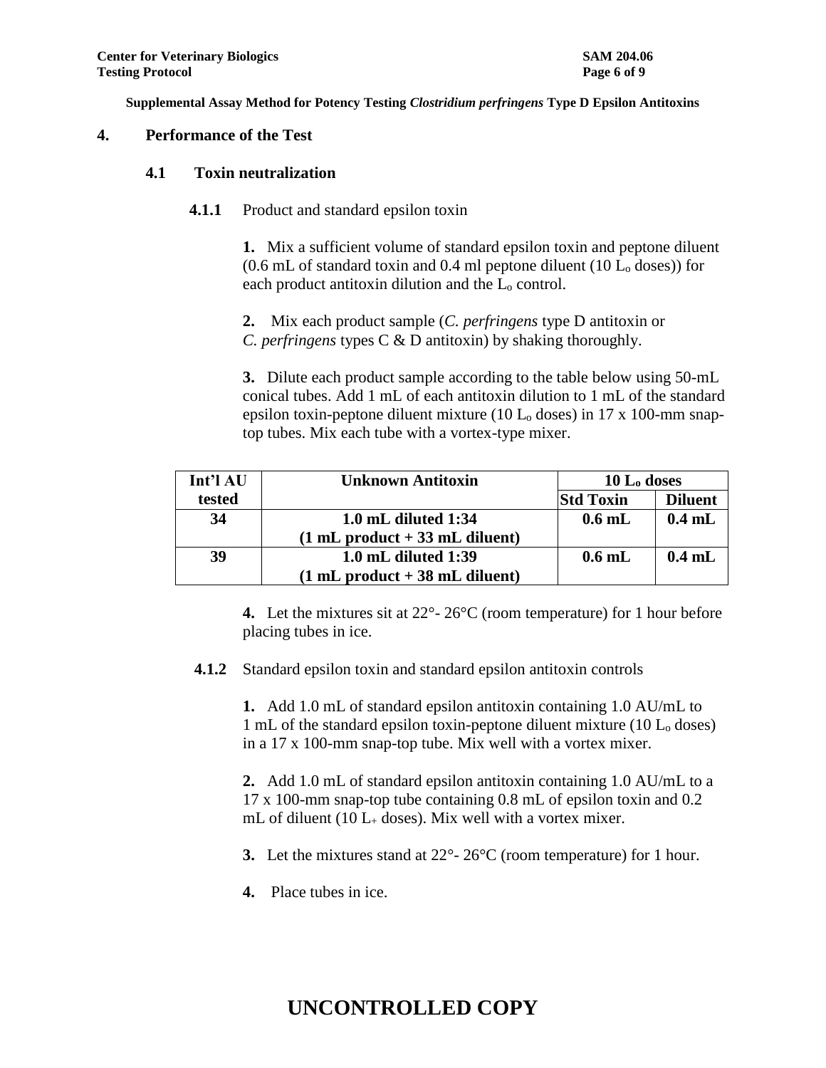Supplemental Assay Method for Potency Testing *Clostridium perfringens* Type D Epsilon Antitoxins

## 4. Performance of the Test

### 4.1 Toxin neutralization

**4.1.1** Product and standard epsilon toxin

**1.** Mix a sufficient volume of standard epsilon toxin and peptone diluent (0.6 mL of standard toxin and 0.4 ml peptone diluent (10 $L_o$ doses)) for each product antitoxin dilution and the $L_o$ control.

**2.** Mix each product sample (*C. perfringens* type D antitoxin or *C. perfringens* types C & D antitoxin) by shaking thoroughly.

**3.** Dilute each product sample according to the table below using 50-mL conical tubes. Add 1 mL of each antitoxin dilution to 1 mL of the standard epsilon toxin-peptone diluent mixture (10 $L_o$ doses) in 17 x 100-mm snap-top tubes. Mix each tube with a vortex-type mixer.

| Int'l AU tested | Unknown Antitoxin | 10 $L_o$ doses | |
|---|---|---|---|
| | | Std Toxin | Diluent |
| **34** | **1.0 mL diluted 1:34 (1 mL product + 33 mL diluent)** | **0.6 mL** | **0.4 mL** |
| **39** | **1.0 mL diluted 1:39 (1 mL product + 38 mL diluent)** | **0.6 mL** | **0.4 mL** |

**4.** Let the mixtures sit at 22°- 26°C (room temperature) for 1 hour before placing tubes in ice.

**4.1.2** Standard epsilon toxin and standard epsilon antitoxin controls

**1.** Add 1.0 mL of standard epsilon antitoxin containing 1.0 AU/mL to 1 mL of the standard epsilon toxin-peptone diluent mixture (10 $L_o$ doses) in a 17 x 100-mm snap-top tube. Mix well with a vortex mixer.

**2.** Add 1.0 mL of standard epsilon antitoxin containing 1.0 AU/mL to a 17 x 100-mm snap-top tube containing 0.8 mL of epsilon toxin and 0.2 mL of diluent (10 $L_+$ doses). Mix well with a vortex mixer.

**3.** Let the mixtures stand at 22°- 26°C (room temperature) for 1 hour.

**4.** Place tubes in ice.

**UNCONTROLLED COPY**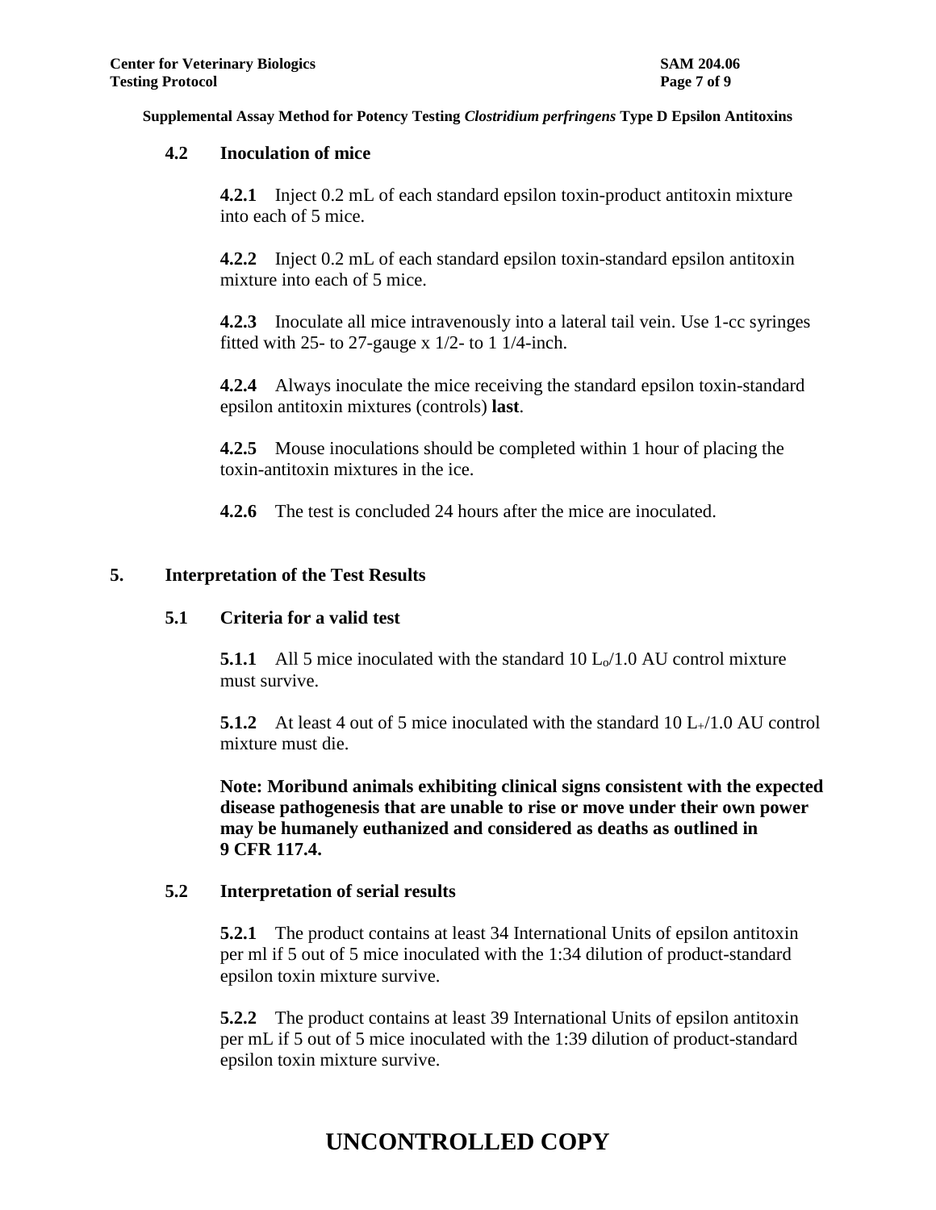**Supplemental Assay Method for Potency Testing *Clostridium perfringens* Type D Epsilon Antitoxins**

### 4.2 Inoculation of mice

**4.2.1** Inject 0.2 mL of each standard epsilon toxin-product antitoxin mixture into each of 5 mice.

**4.2.2** Inject 0.2 mL of each standard epsilon toxin-standard epsilon antitoxin mixture into each of 5 mice.

**4.2.3** Inoculate all mice intravenously into a lateral tail vein. Use 1-cc syringes fitted with 25- to 27-gauge x 1/2- to 1 1/4-inch.

**4.2.4** Always inoculate the mice receiving the standard epsilon toxin-standard epsilon antitoxin mixtures (controls) **last**.

**4.2.5** Mouse inoculations should be completed within 1 hour of placing the toxin-antitoxin mixtures in the ice.

**4.2.6** The test is concluded 24 hours after the mice are inoculated.

## 5. Interpretation of the Test Results

### 5.1 Criteria for a valid test

**5.1.1** All 5 mice inoculated with the standard 10 $L_o$/1.0 AU control mixture must survive.

**5.1.2** At least 4 out of 5 mice inoculated with the standard 10 $L_+$/1.0 AU control mixture must die.

**Note: Moribund animals exhibiting clinical signs consistent with the expected disease pathogenesis that are unable to rise or move under their own power may be humanely euthanized and considered as deaths as outlined in 9 CFR 117.4.**

### 5.2 Interpretation of serial results

**5.2.1** The product contains at least 34 International Units of epsilon antitoxin per ml if 5 out of 5 mice inoculated with the 1:34 dilution of product-standard epsilon toxin mixture survive.

**5.2.2** The product contains at least 39 International Units of epsilon antitoxin per mL if 5 out of 5 mice inoculated with the 1:39 dilution of product-standard epsilon toxin mixture survive.

**UNCONTROLLED COPY**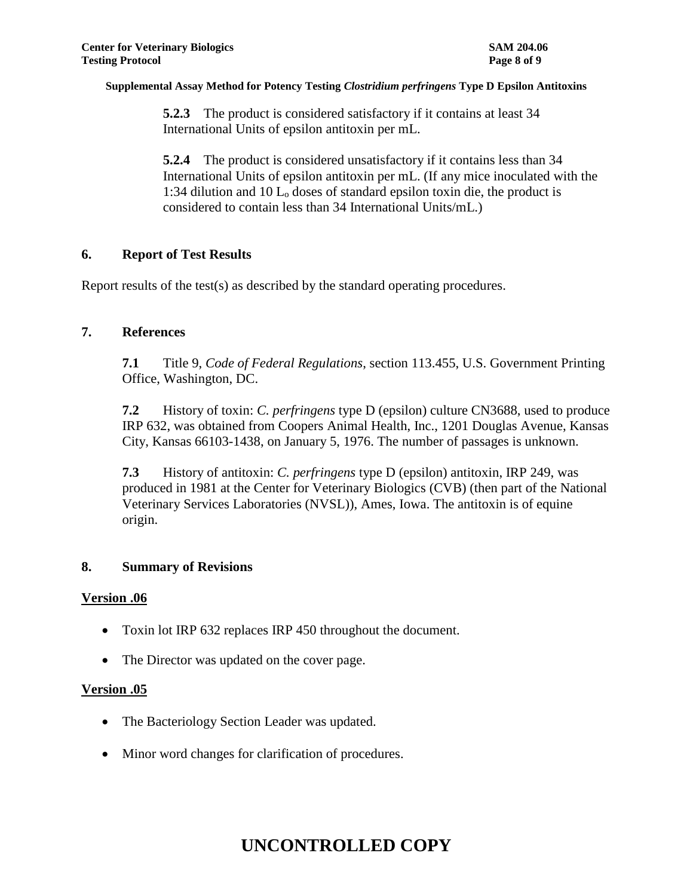**5.2.3** The product is considered satisfactory if it contains at least 34 International Units of epsilon antitoxin per mL.

**5.2.4** The product is considered unsatisfactory if it contains less than 34 International Units of epsilon antitoxin per mL. (If any mice inoculated with the 1:34 dilution and 10 $L_o$ doses of standard epsilon toxin die, the product is considered to contain less than 34 International Units/mL.)

## 6. Report of Test Results

Report results of the test(s) as described by the standard operating procedures.

## 7. References

**7.1** Title 9, *Code of Federal Regulations*, section 113.455, U.S. Government Printing Office, Washington, DC.

**7.2** History of toxin: *C. perfringens* type D (epsilon) culture CN3688, used to produce IRP 632, was obtained from Coopers Animal Health, Inc., 1201 Douglas Avenue, Kansas City, Kansas 66103-1438, on January 5, 1976. The number of passages is unknown.

**7.3** History of antitoxin: *C. perfringens* type D (epsilon) antitoxin, IRP 249, was produced in 1981 at the Center for Veterinary Biologics (CVB) (then part of the National Veterinary Services Laboratories (NVSL)), Ames, Iowa. The antitoxin is of equine origin.

## 8. Summary of Revisions

**Version .06**

- Toxin lot IRP 632 replaces IRP 450 throughout the document.
- The Director was updated on the cover page.

**Version .05**

- The Bacteriology Section Leader was updated.
- Minor word changes for clarification of procedures.

**UNCONTROLLED COPY**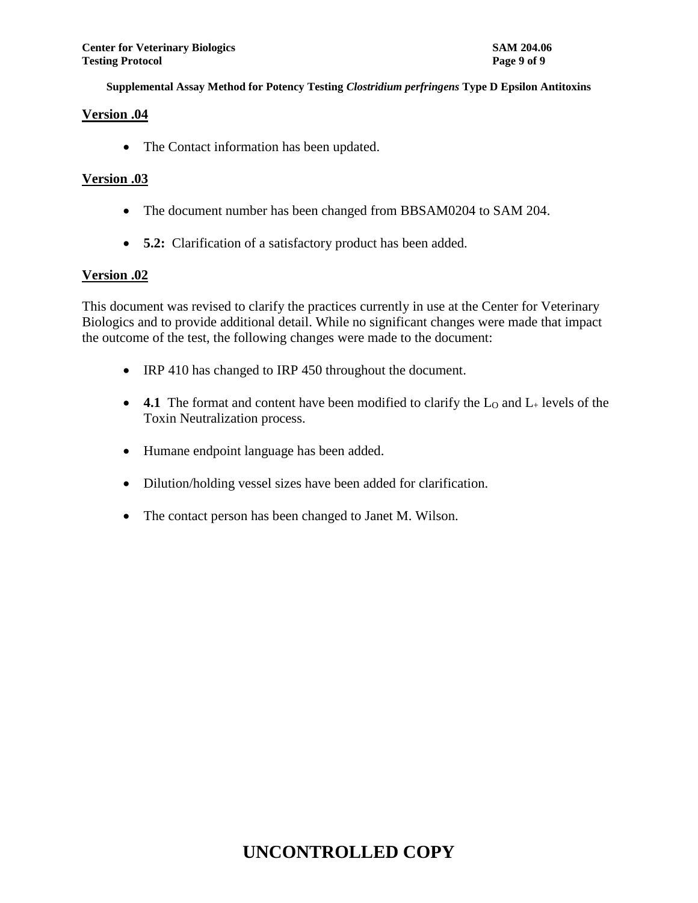**Version .04**

- The Contact information has been updated.

**Version .03**

- The document number has been changed from BBSAM0204 to SAM 204.
- **5.2:** Clarification of a satisfactory product has been added.

**Version .02**

This document was revised to clarify the practices currently in use at the Center for Veterinary Biologics and to provide additional detail. While no significant changes were made that impact the outcome of the test, the following changes were made to the document:

- IRP 410 has changed to IRP 450 throughout the document.
- **4.1** The format and content have been modified to clarify the $L_O$ and $L_+$ levels of the Toxin Neutralization process.
- Humane endpoint language has been added.
- Dilution/holding vessel sizes have been added for clarification.
- The contact person has been changed to Janet M. Wilson.

**UNCONTROLLED COPY**